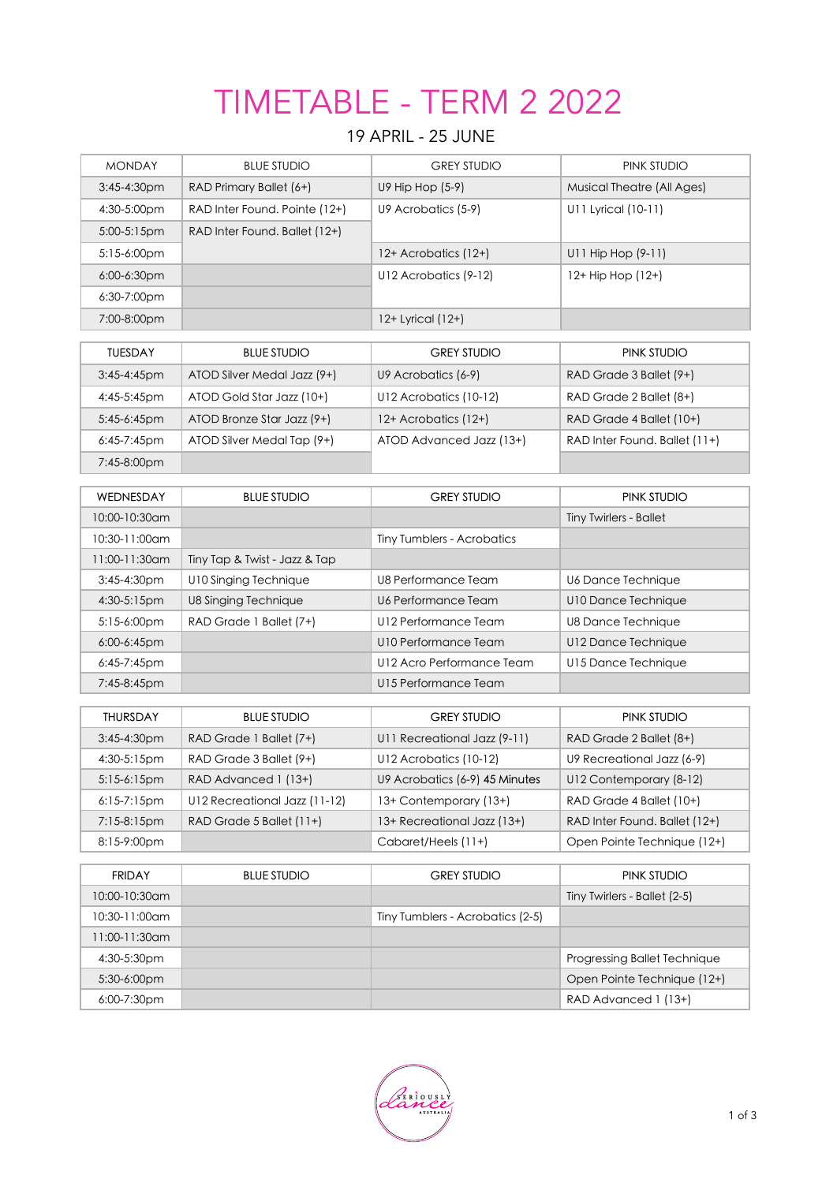# TIMETABLE - TERM 2 2022

19 APRIL - 25 JUNE

| MONDAY | BLUE STUDIO | GREY STUDIO | PINK STUDIO |
|---|---|---|---|
| 3:45-4:30pm | RAD Primary Ballet (6+) | U9 Hip Hop (5-9) | Musical Theatre (All Ages) |
| 4:30-5:00pm | RAD Inter Found. Pointe (12+) | U9 Acrobatics (5-9) | U11 Lyrical (10-11) |
| 5:00-5:15pm | RAD Inter Found. Ballet (12+) | | |
| 5:15-6:00pm | | 12+ Acrobatics (12+) | U11 Hip Hop (9-11) |
| 6:00-6:30pm | | U12 Acrobatics (9-12) | 12+ Hip Hop (12+) |
| 6:30-7:00pm | | | |
| 7:00-8:00pm | | 12+ Lyrical (12+) | |

| TUESDAY | BLUE STUDIO | GREY STUDIO | PINK STUDIO |
|---|---|---|---|
| 3:45-4:45pm | ATOD Silver Medal Jazz (9+) | U9 Acrobatics (6-9) | RAD Grade 3 Ballet (9+) |
| 4:45-5:45pm | ATOD Gold Star Jazz (10+) | U12 Acrobatics (10-12) | RAD Grade 2 Ballet (8+) |
| 5:45-6:45pm | ATOD Bronze Star Jazz (9+) | 12+ Acrobatics (12+) | RAD Grade 4 Ballet (10+) |
| 6:45-7:45pm | ATOD Silver Medal Tap (9+) | ATOD Advanced Jazz (13+) | RAD Inter Found. Ballet (11+) |
| 7:45-8:00pm | | | |

| WEDNESDAY | BLUE STUDIO | GREY STUDIO | PINK STUDIO |
|---|---|---|---|
| 10:00-10:30am | | | Tiny Twirlers - Ballet |
| 10:30-11:00am | | Tiny Tumblers - Acrobatics | |
| 11:00-11:30am | Tiny Tap & Twist - Jazz & Tap | | |
| 3:45-4:30pm | U10 Singing Technique | U8 Performance Team | U6 Dance Technique |
| 4:30-5:15pm | U8 Singing Technique | U6 Performance Team | U10 Dance Technique |
| 5:15-6:00pm | RAD Grade 1 Ballet (7+) | U12 Performance Team | U8 Dance Technique |
| 6:00-6:45pm | | U10 Performance Team | U12 Dance Technique |
| 6:45-7:45pm | | U12 Acro Performance Team | U15 Dance Technique |
| 7:45-8:45pm | | U15 Performance Team | |

| THURSDAY | BLUE STUDIO | GREY STUDIO | PINK STUDIO |
|---|---|---|---|
| 3:45-4:30pm | RAD Grade 1 Ballet (7+) | U11 Recreational Jazz (9-11) | RAD Grade 2 Ballet (8+) |
| 4:30-5:15pm | RAD Grade 3 Ballet (9+) | U12 Acrobatics (10-12) | U9 Recreational Jazz (6-9) |
| 5:15-6:15pm | RAD Advanced 1 (13+) | U9 Acrobatics (6-9) 45 Minutes | U12 Contemporary (8-12) |
| 6:15-7:15pm | U12 Recreational Jazz (11-12) | 13+ Contemporary (13+) | RAD Grade 4 Ballet (10+) |
| 7:15-8:15pm | RAD Grade 5 Ballet (11+) | 13+ Recreational Jazz (13+) | RAD Inter Found. Ballet (12+) |
| 8:15-9:00pm | | Cabaret/Heels (11+) | Open Pointe Technique (12+) |

| FRIDAY | BLUE STUDIO | GREY STUDIO | PINK STUDIO |
|---|---|---|---|
| 10:00-10:30am | | | Tiny Twirlers - Ballet (2-5) |
| 10:30-11:00am | | Tiny Tumblers - Acrobatics (2-5) | |
| 11:00-11:30am | | | |
| 4:30-5:30pm | | | Progressing Ballet Technique |
| 5:30-6:00pm | | | Open Pointe Technique (12+) |
| 6:00-7:30pm | | | RAD Advanced 1 (13+) |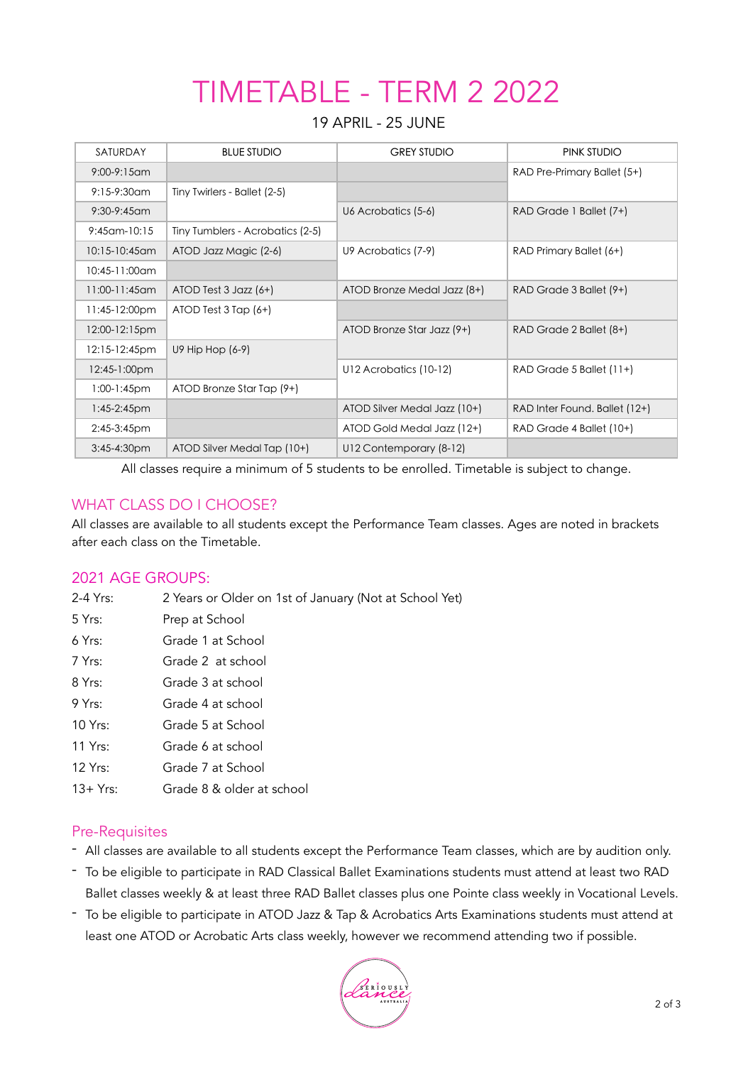# TIMETABLE - TERM 2 2022

19 APRIL - 25 JUNE

| SATURDAY | BLUE STUDIO | GREY STUDIO | PINK STUDIO |
|---|---|---|---|
| 9:00-9:15am | | | RAD Pre-Primary Ballet (5+) |
| 9:15-9:30am | Tiny Twirlers - Ballet (2-5) | | |
| 9:30-9:45am | | U6 Acrobatics (5-6) | RAD Grade 1 Ballet (7+) |
| 9:45am-10:15 | Tiny Tumblers - Acrobatics (2-5) | | |
| 10:15-10:45am | ATOD Jazz Magic (2-6) | U9 Acrobatics (7-9) | RAD Primary Ballet (6+) |
| 10:45-11:00am | | | |
| 11:00-11:45am | ATOD Test 3 Jazz (6+) | ATOD Bronze Medal Jazz (8+) | RAD Grade 3 Ballet (9+) |
| 11:45-12:00pm | ATOD Test 3 Tap (6+) | | |
| 12:00-12:15pm | | ATOD Bronze Star Jazz (9+) | RAD Grade 2 Ballet (8+) |
| 12:15-12:45pm | U9 Hip Hop (6-9) | | |
| 12:45-1:00pm | | U12 Acrobatics (10-12) | RAD Grade 5 Ballet (11+) |
| 1:00-1:45pm | ATOD Bronze Star Tap (9+) | | |
| 1:45-2:45pm | | ATOD Silver Medal Jazz (10+) | RAD Inter Found. Ballet (12+) |
| 2:45-3:45pm | | ATOD Gold Medal Jazz (12+) | RAD Grade 4 Ballet (10+) |
| 3:45-4:30pm | ATOD Silver Medal Tap (10+) | U12 Contemporary (8-12) | |

All classes require a minimum of 5 students to be enrolled. Timetable is subject to change.

## WHAT CLASS DO I CHOOSE?

All classes are available to all students except the Performance Team classes. Ages are noted in brackets after each class on the Timetable.

## 2021 AGE GROUPS:

| | |
|---|---|
| 2-4 Yrs: | 2 Years or Older on 1st of January (Not at School Yet) |
| 5 Yrs: | Prep at School |
| 6 Yrs: | Grade 1 at School |
| 7 Yrs: | Grade 2 at school |
| 8 Yrs: | Grade 3 at school |
| 9 Yrs: | Grade 4 at school |
| 10 Yrs: | Grade 5 at School |
| 11 Yrs: | Grade 6 at school |
| 12 Yrs: | Grade 7 at School |
| 13+ Yrs: | Grade 8 & older at school |

## Pre-Requisites

- All classes are available to all students except the Performance Team classes, which are by audition only.
- To be eligible to participate in RAD Classical Ballet Examinations students must attend at least two RAD Ballet classes weekly & at least three RAD Ballet classes plus one Pointe class weekly in Vocational Levels.
- To be eligible to participate in ATOD Jazz & Tap & Acrobatics Arts Examinations students must attend at least one ATOD or Acrobatic Arts class weekly, however we recommend attending two if possible.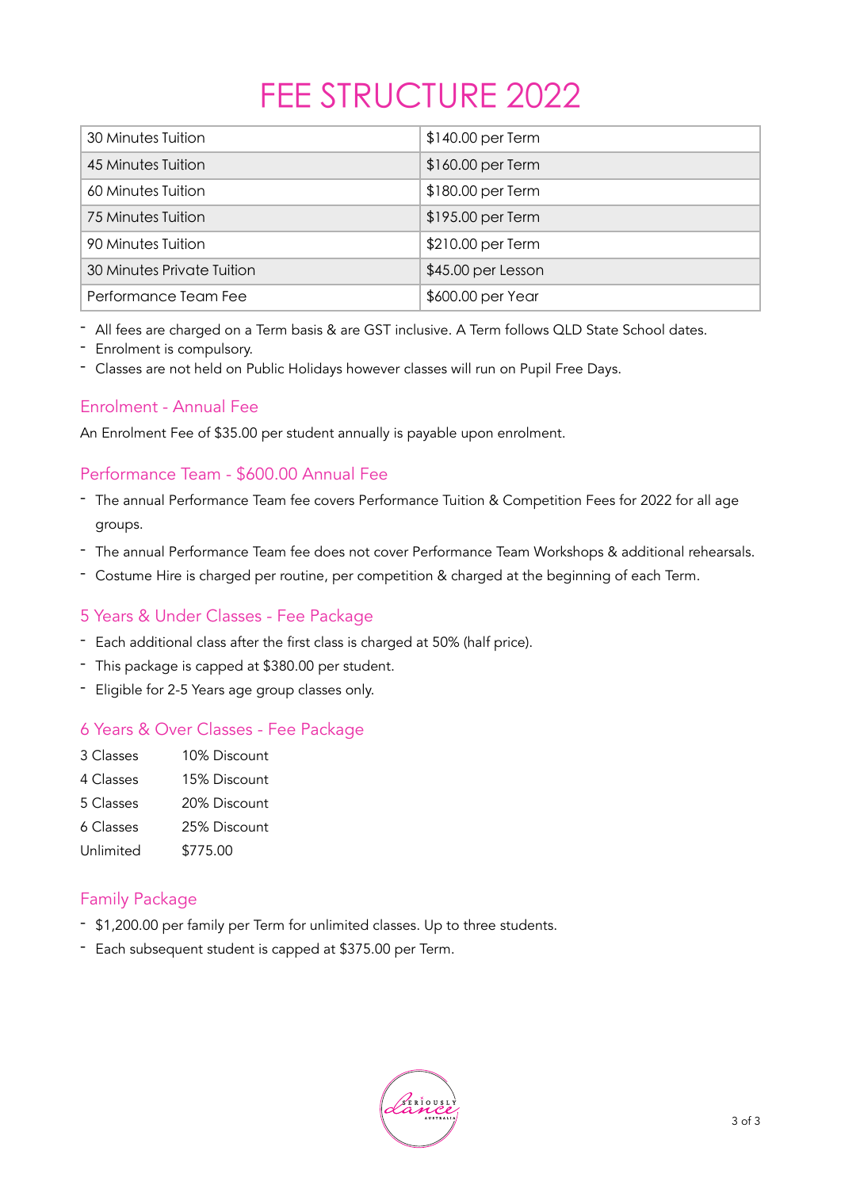# FEE STRUCTURE 2022

| | |
|---|---|
| 30 Minutes Tuition | $140.00 per Term |
| 45 Minutes Tuition | $160.00 per Term |
| 60 Minutes Tuition | $180.00 per Term |
| 75 Minutes Tuition | $195.00 per Term |
| 90 Minutes Tuition | $210.00 per Term |
| 30 Minutes Private Tuition | $45.00 per Lesson |
| Performance Team Fee | $600.00 per Year |

- All fees are charged on a Term basis & are GST inclusive. A Term follows QLD State School dates.
- Enrolment is compulsory.
- Classes are not held on Public Holidays however classes will run on Pupil Free Days.

## Enrolment - Annual Fee

An Enrolment Fee of $35.00 per student annually is payable upon enrolment.

## Performance Team - $600.00 Annual Fee

- The annual Performance Team fee covers Performance Tuition & Competition Fees for 2022 for all age groups.
- The annual Performance Team fee does not cover Performance Team Workshops & additional rehearsals.
- Costume Hire is charged per routine, per competition & charged at the beginning of each Term.

## 5 Years & Under Classes - Fee Package

- Each additional class after the first class is charged at 50% (half price).
- This package is capped at $380.00 per student.
- Eligible for 2-5 Years age group classes only.

## 6 Years & Over Classes - Fee Package

| | |
|---|---|
| 3 Classes | 10% Discount |
| 4 Classes | 15% Discount |
| 5 Classes | 20% Discount |
| 6 Classes | 25% Discount |
| Unlimited | $775.00 |

## Family Package

- $1,200.00 per family per Term for unlimited classes. Up to three students.
- Each subsequent student is capped at $375.00 per Term.